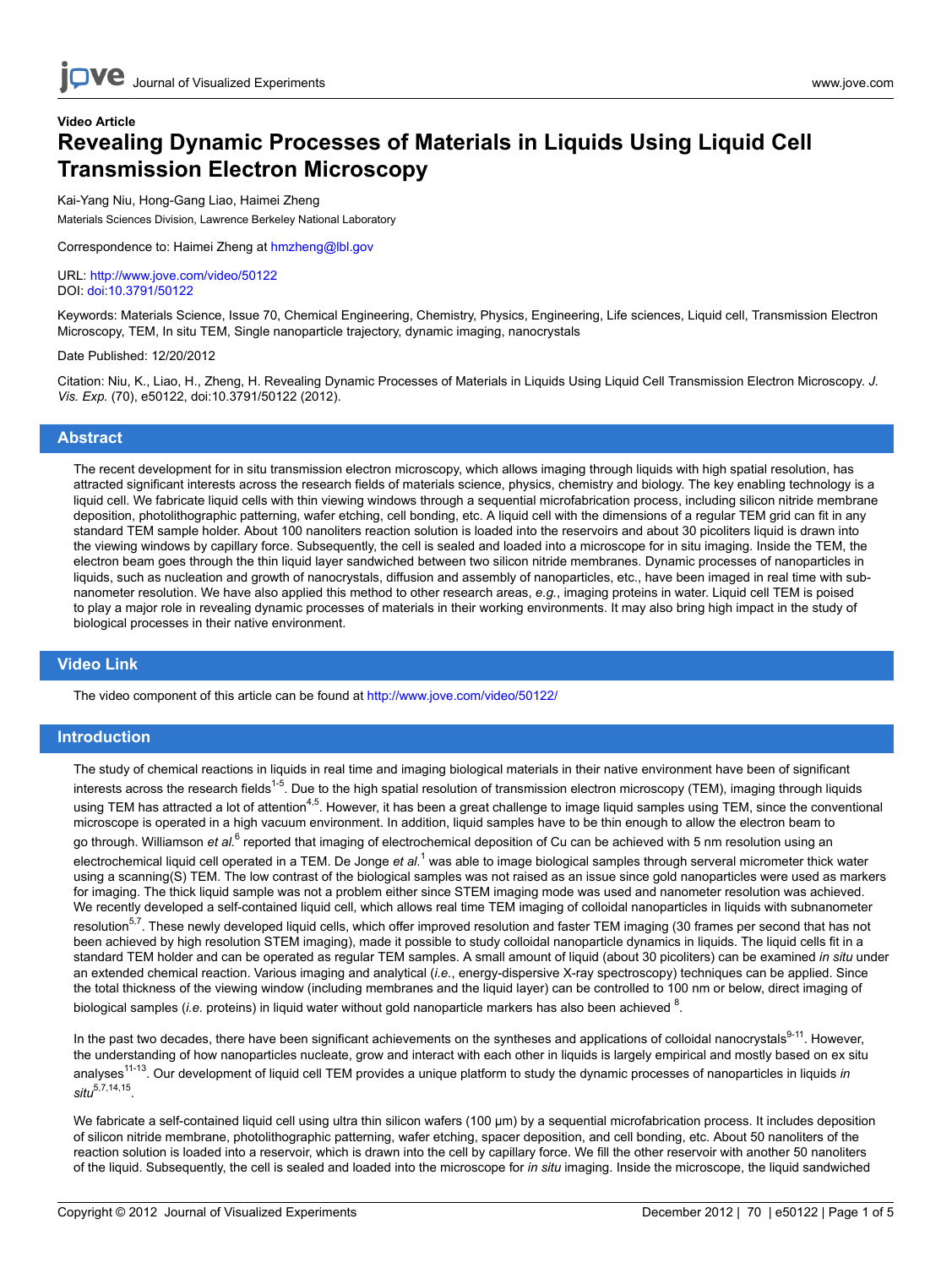**Video Article**

# Revealing Dynamic Processes of Materials in Liquids Using Liquid Cell Transmission Electron Microscopy

Kai-Yang Niu, Hong-Gang Liao, Haimei Zheng

Materials Sciences Division, Lawrence Berkeley National Laboratory

Correspondence to: Haimei Zheng at hmzheng@lbl.gov

URL: http://www.jove.com/video/50122
DOI: doi:10.3791/50122

Keywords: Materials Science, Issue 70, Chemical Engineering, Chemistry, Physics, Engineering, Life sciences, Liquid cell, Transmission Electron Microscopy, TEM, In situ TEM, Single nanoparticle trajectory, dynamic imaging, nanocrystals

Date Published: 12/20/2012

Citation: Niu, K., Liao, H., Zheng, H. Revealing Dynamic Processes of Materials in Liquids Using Liquid Cell Transmission Electron Microscopy. *J. Vis. Exp.* (70), e50122, doi:10.3791/50122 (2012).

## Abstract

The recent development for in situ transmission electron microscopy, which allows imaging through liquids with high spatial resolution, has attracted significant interests across the research fields of materials science, physics, chemistry and biology. The key enabling technology is a liquid cell. We fabricate liquid cells with thin viewing windows through a sequential microfabrication process, including silicon nitride membrane deposition, photolithographic patterning, wafer etching, cell bonding, etc. A liquid cell with the dimensions of a regular TEM grid can fit in any standard TEM sample holder. About 100 nanoliters reaction solution is loaded into the reservoirs and about 30 picoliters liquid is drawn into the viewing windows by capillary force. Subsequently, the cell is sealed and loaded into a microscope for in situ imaging. Inside the TEM, the electron beam goes through the thin liquid layer sandwiched between two silicon nitride membranes. Dynamic processes of nanoparticles in liquids, such as nucleation and growth of nanocrystals, diffusion and assembly of nanoparticles, etc., have been imaged in real time with sub-nanometer resolution. We have also applied this method to other research areas, *e.g.*, imaging proteins in water. Liquid cell TEM is poised to play a major role in revealing dynamic processes of materials in their working environments. It may also bring high impact in the study of biological processes in their native environment.

## Video Link

The video component of this article can be found at http://www.jove.com/video/50122/

## Introduction

The study of chemical reactions in liquids in real time and imaging biological materials in their native environment have been of significant interests across the research fields[1-5]. Due to the high spatial resolution of transmission electron microscopy (TEM), imaging through liquids using TEM has attracted a lot of attention[4,5]. However, it has been a great challenge to image liquid samples using TEM, since the conventional microscope is operated in a high vacuum environment. In addition, liquid samples have to be thin enough to allow the electron beam to go through. Williamson *et al.*[6] reported that imaging of electrochemical deposition of Cu can be achieved with 5 nm resolution using an electrochemical liquid cell operated in a TEM. De Jonge *et al.*[1] was able to image biological samples through serveral micrometer thick water using a scanning(S) TEM. The low contrast of the biological samples was not raised as an issue since gold nanoparticles were used as markers for imaging. The thick liquid sample was not a problem either since STEM imaging mode was used and nanometer resolution was achieved. We recently developed a self-contained liquid cell, which allows real time TEM imaging of colloidal nanoparticles in liquids with subnanometer resolution[5,7]. These newly developed liquid cells, which offer improved resolution and faster TEM imaging (30 frames per second that has not been achieved by high resolution STEM imaging), made it possible to study colloidal nanoparticle dynamics in liquids. The liquid cells fit in a standard TEM holder and can be operated as regular TEM samples. A small amount of liquid (about 30 picoliters) can be examined *in situ* under an extended chemical reaction. Various imaging and analytical (*i.e.*, energy-dispersive X-ray spectroscopy) techniques can be applied. Since the total thickness of the viewing window (including membranes and the liquid layer) can be controlled to 100 nm or below, direct imaging of biological samples (*i.e.* proteins) in liquid water without gold nanoparticle markers has also been achieved [8].

In the past two decades, there have been significant achievements on the syntheses and applications of colloidal nanocrystals[9-11]. However, the understanding of how nanoparticles nucleate, grow and interact with each other in liquids is largely empirical and mostly based on ex situ analyses[11-13]. Our development of liquid cell TEM provides a unique platform to study the dynamic processes of nanoparticles in liquids *in situ*[5,7,14,15].

We fabricate a self-contained liquid cell using ultra thin silicon wafers (100 µm) by a sequential microfabrication process. It includes deposition of silicon nitride membrane, photolithographic patterning, wafer etching, spacer deposition, and cell bonding, etc. About 50 nanoliters of the reaction solution is loaded into a reservoir, which is drawn into the cell by capillary force. We fill the other reservoir with another 50 nanoliters of the liquid. Subsequently, the cell is sealed and loaded into the microscope for *in situ* imaging. Inside the microscope, the liquid sandwiched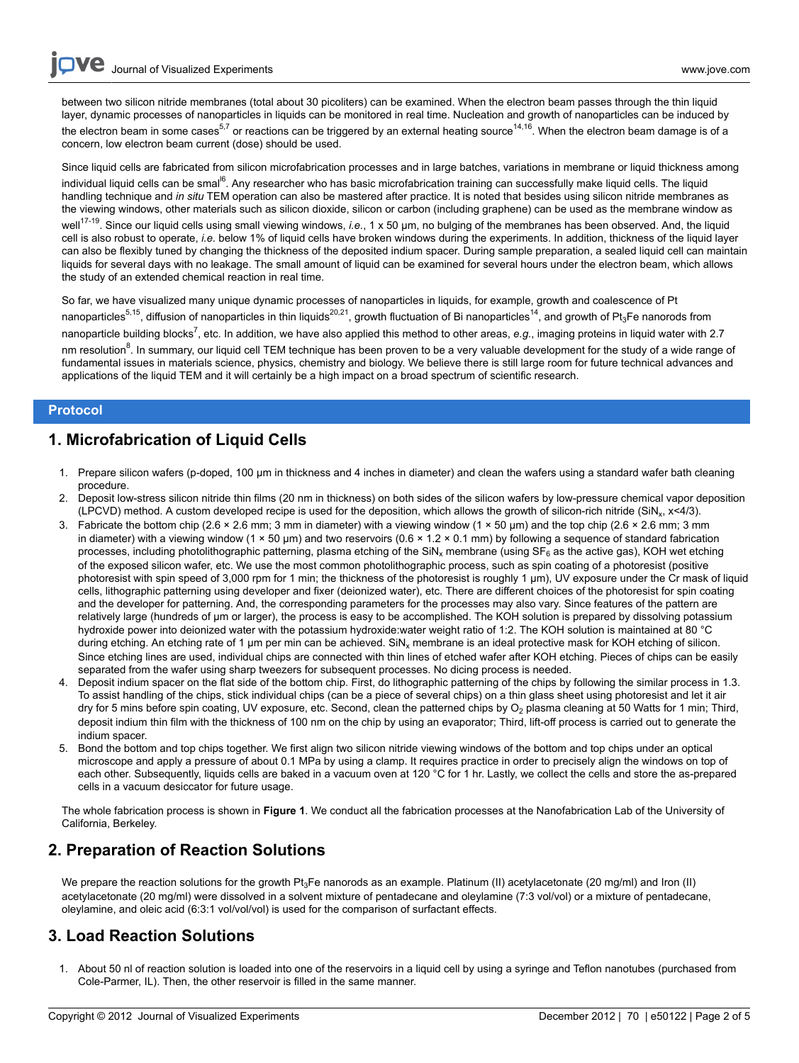between two silicon nitride membranes (total about 30 picoliters) can be examined. When the electron beam passes through the thin liquid layer, dynamic processes of nanoparticles in liquids can be monitored in real time. Nucleation and growth of nanoparticles can be induced by the electron beam in some cases[5,7] or reactions can be triggered by an external heating source[14,16]. When the electron beam damage is of a concern, low electron beam current (dose) should be used.

Since liquid cells are fabricated from silicon microfabrication processes and in large batches, variations in membrane or liquid thickness among individual liquid cells can be smal[l6]. Any researcher who has basic microfabrication training can successfully make liquid cells. The liquid handling technique and *in situ* TEM operation can also be mastered after practice. It is noted that besides using silicon nitride membranes as the viewing windows, other materials such as silicon dioxide, silicon or carbon (including graphene) can be used as the membrane window as well[17-19]. Since our liquid cells using small viewing windows, *i.e.*, 1 x 50 µm, no bulging of the membranes has been observed. And, the liquid cell is also robust to operate, *i.e.* below 1% of liquid cells have broken windows during the experiments. In addition, thickness of the liquid layer can also be flexibly tuned by changing the thickness of the deposited indium spacer. During sample preparation, a sealed liquid cell can maintain liquids for several days with no leakage. The small amount of liquid can be examined for several hours under the electron beam, which allows the study of an extended chemical reaction in real time.

So far, we have visualized many unique dynamic processes of nanoparticles in liquids, for example, growth and coalescence of Pt nanoparticles[5,15], diffusion of nanoparticles in thin liquids[20,21], growth fluctuation of Bi nanoparticles[14], and growth of $Pt_3Fe$ nanorods from nanoparticle building blocks[7], etc. In addition, we have also applied this method to other areas, *e.g.*, imaging proteins in liquid water with 2.7 nm resolution[8]. In summary, our liquid cell TEM technique has been proven to be a very valuable development for the study of a wide range of fundamental issues in materials science, physics, chemistry and biology. We believe there is still large room for future technical advances and applications of the liquid TEM and it will certainly be a high impact on a broad spectrum of scientific research.

## Protocol

## 1. Microfabrication of Liquid Cells

1. Prepare silicon wafers (p-doped, 100 µm in thickness and 4 inches in diameter) and clean the wafers using a standard wafer bath cleaning procedure.
2. Deposit low-stress silicon nitride thin films (20 nm in thickness) on both sides of the silicon wafers by low-pressure chemical vapor deposition (LPCVD) method. A custom developed recipe is used for the deposition, which allows the growth of silicon-rich nitride ($SiN_x$, $x<4/3$).
3. Fabricate the bottom chip (2.6 × 2.6 mm; 3 mm in diameter) with a viewing window (1 × 50 µm) and the top chip (2.6 × 2.6 mm; 3 mm in diameter) with a viewing window (1 × 50 µm) and two reservoirs (0.6 × 1.2 × 0.1 mm) by following a sequence of standard fabrication processes, including photolithographic patterning, plasma etching of the $SiN_x$ membrane (using $SF_6$ as the active gas), KOH wet etching of the exposed silicon wafer, etc. We use the most common photolithographic process, such as spin coating of a photoresist (positive photoresist with spin speed of 3,000 rpm for 1 min; the thickness of the photoresist is roughly 1 µm), UV exposure under the Cr mask of liquid cells, lithographic patterning using developer and fixer (deionized water), etc. There are different choices of the photoresist for spin coating and the developer for patterning. And, the corresponding parameters for the processes may also vary. Since features of the pattern are relatively large (hundreds of µm or larger), the process is easy to be accomplished. The KOH solution is prepared by dissolving potassium hydroxide power into deionized water with the potassium hydroxide:water weight ratio of 1:2. The KOH solution is maintained at 80 °C during etching. An etching rate of 1 µm per min can be achieved. $SiN_x$ membrane is an ideal protective mask for KOH etching of silicon. Since etching lines are used, individual chips are connected with thin lines of etched wafer after KOH etching. Pieces of chips can be easily separated from the wafer using sharp tweezers for subsequent processes. No dicing process is needed.
4. Deposit indium spacer on the flat side of the bottom chip. First, do lithographic patterning of the chips by following the similar process in 1.3. To assist handling of the chips, stick individual chips (can be a piece of several chips) on a thin glass sheet using photoresist and let it air dry for 5 mins before spin coating, UV exposure, etc. Second, clean the patterned chips by $O_2$ plasma cleaning at 50 Watts for 1 min; Third, deposit indium thin film with the thickness of 100 nm on the chip by using an evaporator; Third, lift-off process is carried out to generate the indium spacer.
5. Bond the bottom and top chips together. We first align two silicon nitride viewing windows of the bottom and top chips under an optical microscope and apply a pressure of about 0.1 MPa by using a clamp. It requires practice in order to precisely align the windows on top of each other. Subsequently, liquids cells are baked in a vacuum oven at 120 °C for 1 hr. Lastly, we collect the cells and store the as-prepared cells in a vacuum desiccator for future usage.

The whole fabrication process is shown in **Figure 1**. We conduct all the fabrication processes at the Nanofabrication Lab of the University of California, Berkeley.

## 2. Preparation of Reaction Solutions

We prepare the reaction solutions for the growth $Pt_3Fe$ nanorods as an example. Platinum (II) acetylacetonate (20 mg/ml) and Iron (II) acetylacetonate (20 mg/ml) were dissolved in a solvent mixture of pentadecane and oleylamine (7:3 vol/vol) or a mixture of pentadecane, oleylamine, and oleic acid (6:3:1 vol/vol/vol) is used for the comparison of surfactant effects.

## 3. Load Reaction Solutions

1. About 50 nl of reaction solution is loaded into one of the reservoirs in a liquid cell by using a syringe and Teflon nanotubes (purchased from Cole-Parmer, IL). Then, the other reservoir is filled in the same manner.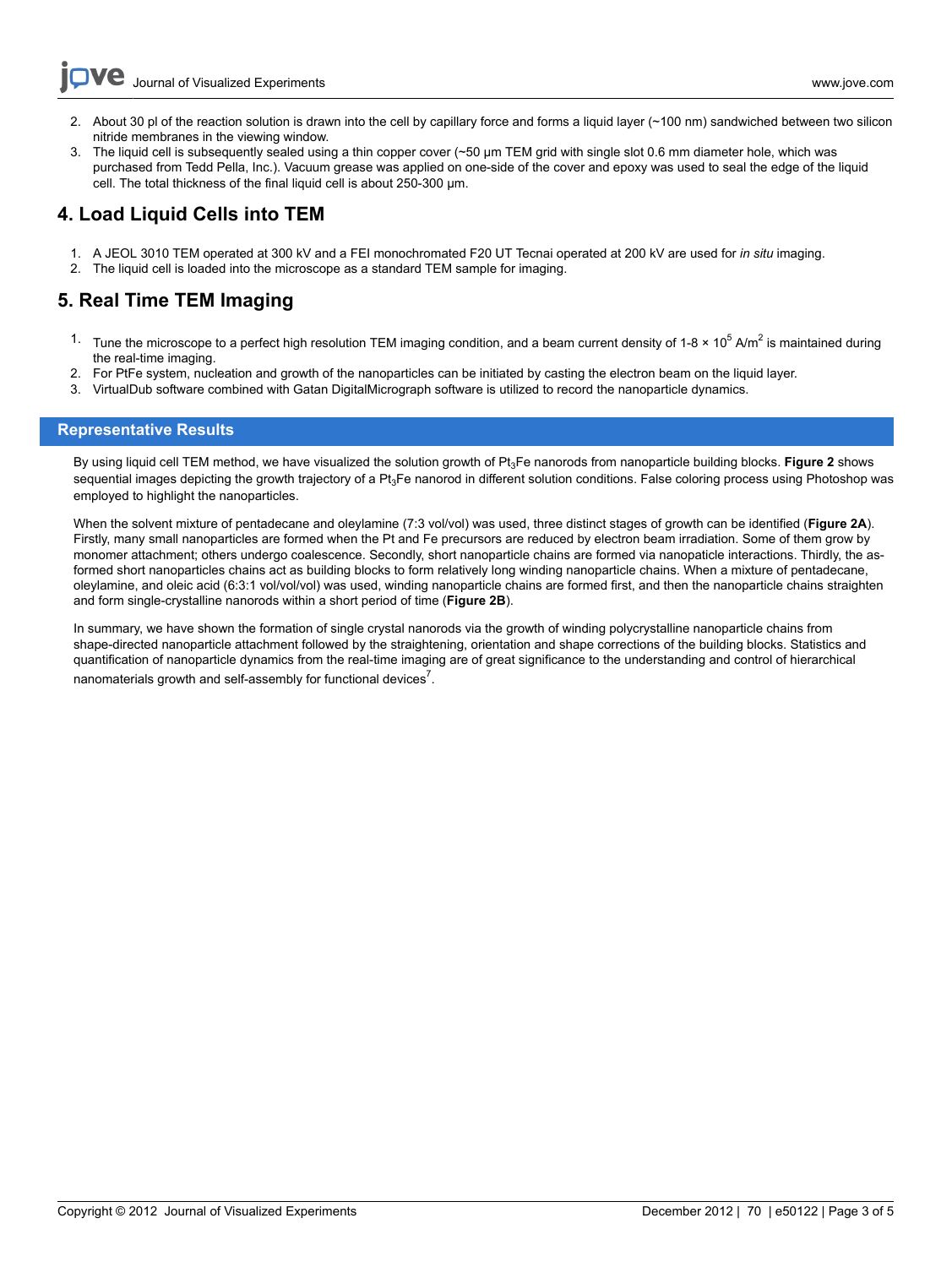2. About 30 pl of the reaction solution is drawn into the cell by capillary force and forms a liquid layer (~100 nm) sandwiched between two silicon nitride membranes in the viewing window.
3. The liquid cell is subsequently sealed using a thin copper cover (~50 μm TEM grid with single slot 0.6 mm diameter hole, which was purchased from Tedd Pella, Inc.). Vacuum grease was applied on one-side of the cover and epoxy was used to seal the edge of the liquid cell. The total thickness of the final liquid cell is about 250-300 μm.

## 4. Load Liquid Cells into TEM

1. A JEOL 3010 TEM operated at 300 kV and a FEI monochromated F20 UT Tecnai operated at 200 kV are used for *in situ* imaging.
2. The liquid cell is loaded into the microscope as a standard TEM sample for imaging.

## 5. Real Time TEM Imaging

1. Tune the microscope to a perfect high resolution TEM imaging condition, and a beam current density of 1-8 × $10^5$ A/$m^2$ is maintained during the real-time imaging.
2. For PtFe system, nucleation and growth of the nanoparticles can be initiated by casting the electron beam on the liquid layer.
3. VirtualDub software combined with Gatan DigitalMicrograph software is utilized to record the nanoparticle dynamics.

## Representative Results

By using liquid cell TEM method, we have visualized the solution growth of $Pt_3Fe$ nanorods from nanoparticle building blocks. **Figure 2** shows sequential images depicting the growth trajectory of a $Pt_3Fe$ nanorod in different solution conditions. False coloring process using Photoshop was employed to highlight the nanoparticles.

When the solvent mixture of pentadecane and oleylamine (7:3 vol/vol) was used, three distinct stages of growth can be identified (**Figure 2A**). Firstly, many small nanoparticles are formed when the Pt and Fe precursors are reduced by electron beam irradiation. Some of them grow by monomer attachment; others undergo coalescence. Secondly, short nanoparticle chains are formed via nanopaticle interactions. Thirdly, the as-formed short nanoparticles chains act as building blocks to form relatively long winding nanoparticle chains. When a mixture of pentadecane, oleylamine, and oleic acid (6:3:1 vol/vol/vol) was used, winding nanoparticle chains are formed first, and then the nanoparticle chains straighten and form single-crystalline nanorods within a short period of time (**Figure 2B**).

In summary, we have shown the formation of single crystal nanorods via the growth of winding polycrystalline nanoparticle chains from shape-directed nanoparticle attachment followed by the straightening, orientation and shape corrections of the building blocks. Statistics and quantification of nanoparticle dynamics from the real-time imaging are of great significance to the understanding and control of hierarchical nanomaterials growth and self-assembly for functional devices[7].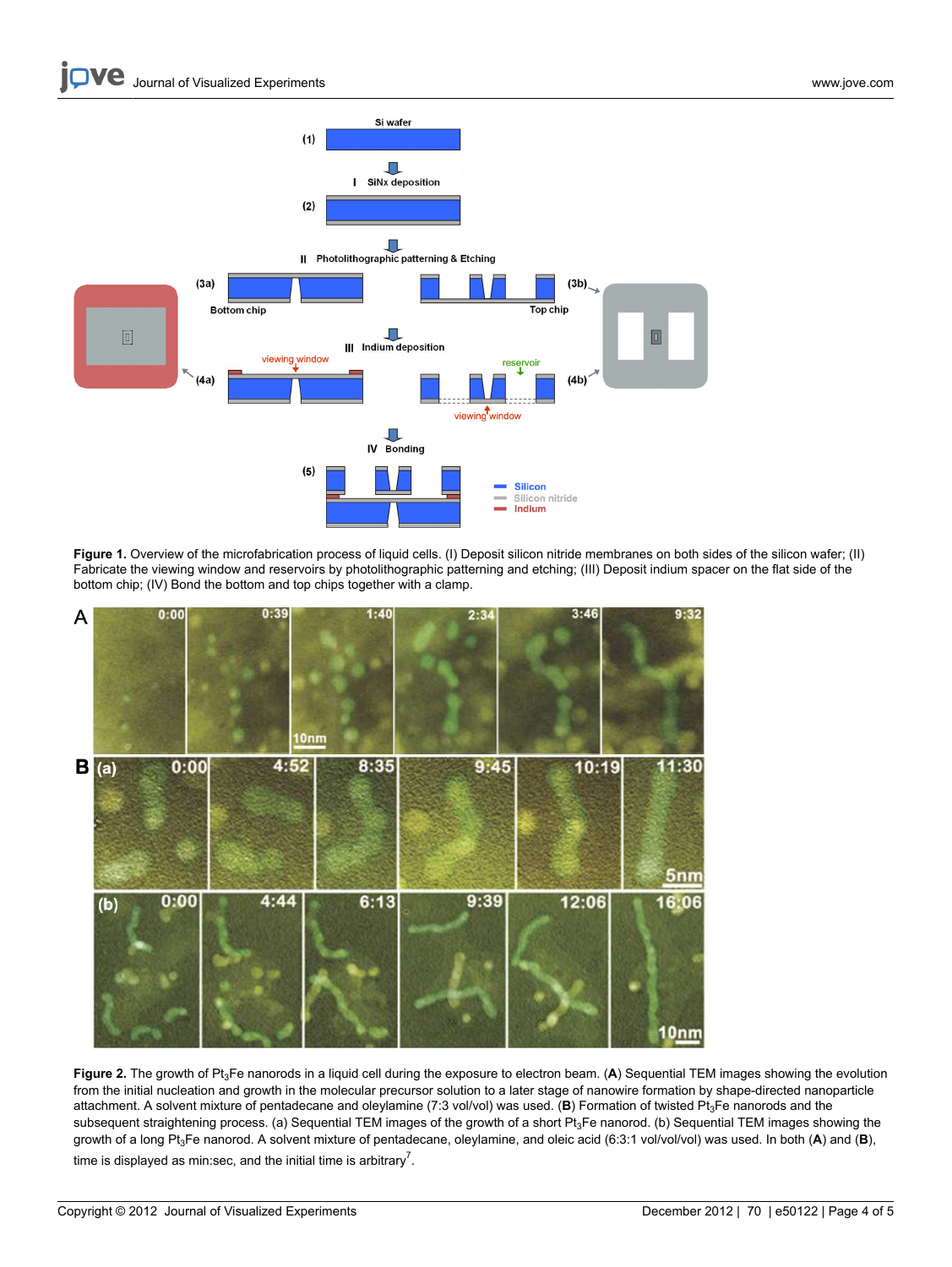**Figure 1.** Overview of the microfabrication process of liquid cells. (I) Deposit silicon nitride membranes on both sides of the silicon wafer; (II) Fabricate the viewing window and reservoirs by photolithographic patterning and etching; (III) Deposit indium spacer on the flat side of the bottom chip; (IV) Bond the bottom and top chips together with a clamp.

**Figure 2.** The growth of $Pt_3Fe$ nanorods in a liquid cell during the exposure to electron beam. (**A**) Sequential TEM images showing the evolution from the initial nucleation and growth in the molecular precursor solution to a later stage of nanowire formation by shape-directed nanoparticle attachment. A solvent mixture of pentadecane and oleylamine (7:3 vol/vol) was used. (**B**) Formation of twisted $Pt_3Fe$ nanorods and the subsequent straightening process. (a) Sequential TEM images of the growth of a short $Pt_3Fe$ nanorod. (b) Sequential TEM images showing the growth of a long $Pt_3Fe$ nanorod. A solvent mixture of pentadecane, oleylamine, and oleic acid (6:3:1 vol/vol/vol) was used. In both (**A**) and (**B**), time is displayed as min:sec, and the initial time is arbitrary[7].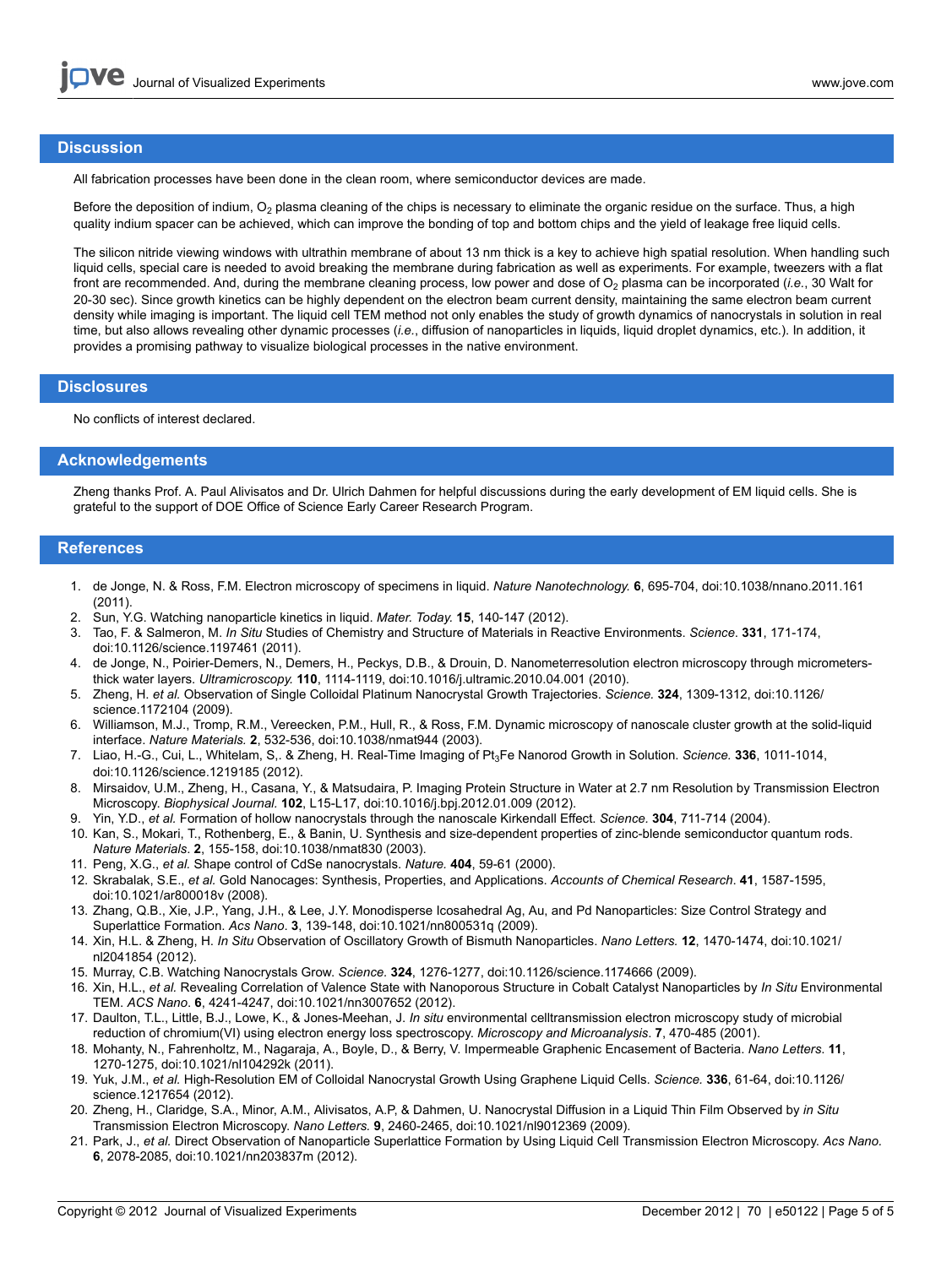## Discussion

All fabrication processes have been done in the clean room, where semiconductor devices are made.

Before the deposition of indium, $O_2$ plasma cleaning of the chips is necessary to eliminate the organic residue on the surface. Thus, a high quality indium spacer can be achieved, which can improve the bonding of top and bottom chips and the yield of leakage free liquid cells.

The silicon nitride viewing windows with ultrathin membrane of about 13 nm thick is a key to achieve high spatial resolution. When handling such liquid cells, special care is needed to avoid breaking the membrane during fabrication as well as experiments. For example, tweezers with a flat front are recommended. And, during the membrane cleaning process, low power and dose of $O_2$ plasma can be incorporated (*i.e.*, 30 Walt for 20-30 sec). Since growth kinetics can be highly dependent on the electron beam current density, maintaining the same electron beam current density while imaging is important. The liquid cell TEM method not only enables the study of growth dynamics of nanocrystals in solution in real time, but also allows revealing other dynamic processes (*i.e.*, diffusion of nanoparticles in liquids, liquid droplet dynamics, etc.). In addition, it provides a promising pathway to visualize biological processes in the native environment.

## Disclosures

No conflicts of interest declared.

## Acknowledgements

Zheng thanks Prof. A. Paul Alivisatos and Dr. Ulrich Dahmen for helpful discussions during the early development of EM liquid cells. She is grateful to the support of DOE Office of Science Early Career Research Program.

## References

1. de Jonge, N. & Ross, F.M. Electron microscopy of specimens in liquid. *Nature Nanotechnology.* **6**, 695-704, doi:10.1038/nnano.2011.161 (2011).
2. Sun, Y.G. Watching nanoparticle kinetics in liquid. *Mater. Today.* **15**, 140-147 (2012).
3. Tao, F. & Salmeron, M. *In Situ* Studies of Chemistry and Structure of Materials in Reactive Environments. *Science.* **331**, 171-174, doi:10.1126/science.1197461 (2011).
4. de Jonge, N., Poirier-Demers, N., Demers, H., Peckys, D.B., & Drouin, D. Nanometerresolution electron microscopy through micrometers-thick water layers. *Ultramicroscopy.* **110**, 1114-1119, doi:10.1016/j.ultramic.2010.04.001 (2010).
5. Zheng, H. *et al.* Observation of Single Colloidal Platinum Nanocrystal Growth Trajectories. *Science.* **324**, 1309-1312, doi:10.1126/science.1172104 (2009).
6. Williamson, M.J., Tromp, R.M., Vereecken, P.M., Hull, R., & Ross, F.M. Dynamic microscopy of nanoscale cluster growth at the solid-liquid interface. *Nature Materials.* **2**, 532-536, doi:10.1038/nmat944 (2003).
7. Liao, H.-G., Cui, L., Whitelam, S,. & Zheng, H. Real-Time Imaging of $Pt_3Fe$ Nanorod Growth in Solution. *Science.* **336**, 1011-1014, doi:10.1126/science.1219185 (2012).
8. Mirsaidov, U.M., Zheng, H., Casana, Y., & Matsudaira, P. Imaging Protein Structure in Water at 2.7 nm Resolution by Transmission Electron Microscopy. *Biophysical Journal.* **102**, L15-L17, doi:10.1016/j.bpj.2012.01.009 (2012).
9. Yin, Y.D., *et al.* Formation of hollow nanocrystals through the nanoscale Kirkendall Effect. *Science.* **304**, 711-714 (2004).
10. Kan, S., Mokari, T., Rothenberg, E., & Banin, U. Synthesis and size-dependent properties of zinc-blende semiconductor quantum rods. *Nature Materials.* **2**, 155-158, doi:10.1038/nmat830 (2003).
11. Peng, X.G., *et al.* Shape control of CdSe nanocrystals. *Nature.* **404**, 59-61 (2000).
12. Skrabalak, S.E., *et al.* Gold Nanocages: Synthesis, Properties, and Applications. *Accounts of Chemical Research.* **41**, 1587-1595, doi:10.1021/ar800018v (2008).
13. Zhang, Q.B., Xie, J.P., Yang, J.H., & Lee, J.Y. Monodisperse Icosahedral Ag, Au, and Pd Nanoparticles: Size Control Strategy and Superlattice Formation. *Acs Nano.* **3**, 139-148, doi:10.1021/nn800531q (2009).
14. Xin, H.L. & Zheng, H. *In Situ* Observation of Oscillatory Growth of Bismuth Nanoparticles. *Nano Letters.* **12**, 1470-1474, doi:10.1021/nl2041854 (2012).
15. Murray, C.B. Watching Nanocrystals Grow. *Science.* **324**, 1276-1277, doi:10.1126/science.1174666 (2009).
16. Xin, H.L., *et al.* Revealing Correlation of Valence State with Nanoporous Structure in Cobalt Catalyst Nanoparticles by *In Situ* Environmental TEM. *ACS Nano.* **6**, 4241-4247, doi:10.1021/nn3007652 (2012).
17. Daulton, T.L., Little, B.J., Lowe, K., & Jones-Meehan, J. *In situ* environmental celltransmission electron microscopy study of microbial reduction of chromium(VI) using electron energy loss spectroscopy. *Microscopy and Microanalysis.* **7**, 470-485 (2001).
18. Mohanty, N., Fahrenholtz, M., Nagaraja, A., Boyle, D., & Berry, V. Impermeable Graphenic Encasement of Bacteria. *Nano Letters.* **11**, 1270-1275, doi:10.1021/nl104292k (2011).
19. Yuk, J.M., *et al.* High-Resolution EM of Colloidal Nanocrystal Growth Using Graphene Liquid Cells. *Science.* **336**, 61-64, doi:10.1126/science.1217654 (2012).
20. Zheng, H., Claridge, S.A., Minor, A.M., Alivisatos, A.P, & Dahmen, U. Nanocrystal Diffusion in a Liquid Thin Film Observed by *in Situ* Transmission Electron Microscopy. *Nano Letters.* **9**, 2460-2465, doi:10.1021/nl9012369 (2009).
21. Park, J., *et al.* Direct Observation of Nanoparticle Superlattice Formation by Using Liquid Cell Transmission Electron Microscopy. *Acs Nano.* **6**, 2078-2085, doi:10.1021/nn203837m (2012).